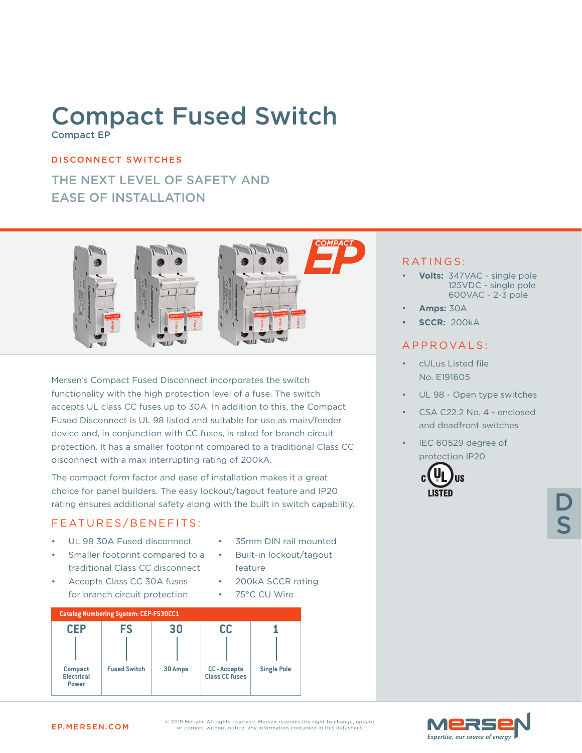# Compact Fused Switch

Compact EP

DISCONNECT SWITCHES

## THE NEXT LEVEL OF SAFETY AND EASE OF INSTALLATION

Mersen's Compact Fused Disconnect incorporates the switch functionality with the high protection level of a fuse. The switch accepts UL class CC fuses up to 30A. In addition to this, the Compact Fused Disconnect is UL 98 listed and suitable for use as main/feeder device and, in conjunction with CC fuses, is rated for branch circuit protection. It has a smaller footprint compared to a traditional Class CC disconnect with a max interrupting rating of 200kA.

The compact form factor and ease of installation makes it a great choice for panel builders. The easy lockout/tagout feature and IP20 rating ensures additional safety along with the built in switch capability.

## FEATURES/BENEFITS:

- UL 98 30A Fused disconnect
- Smaller footprint compared to a traditional Class CC disconnect
- Accepts Class CC 30A fuses for branch circuit protection
- 35mm DIN rail mounted
- Built-in lockout/tagout feature
- 200kA SCCR rating
- 75°C CU Wire

**Catalog Numbering System: CEP-FS30CC1**

| CEP | FS | 30 | CC | 1 |
|---|---|---|---|---|
| Compact Electrical Power | Fused Switch | 30 Amps | CC - Accepts Class CC fuses | Single Pole |

## RATINGS:

- **Volts:** 347VAC - single pole
  125VDC - single pole
  600VAC - 2-3 pole
- **Amps:** 30A
- **SCCR:** 200kA

## APPROVALS:

- cULus Listed file No. E191605
- UL 98 - Open type switches
- CSA C22.2 No. 4 - enclosed and deadfront switches
- IEC 60529 degree of protection IP20

c UL us LISTED

DS

EP.MERSEN.COM

© 2019 Mersen. All rights reserved. Mersen reserves the right to change, update, or correct, without notice, any information contained in this datasheet.

MERSEN Expertise, our source of energy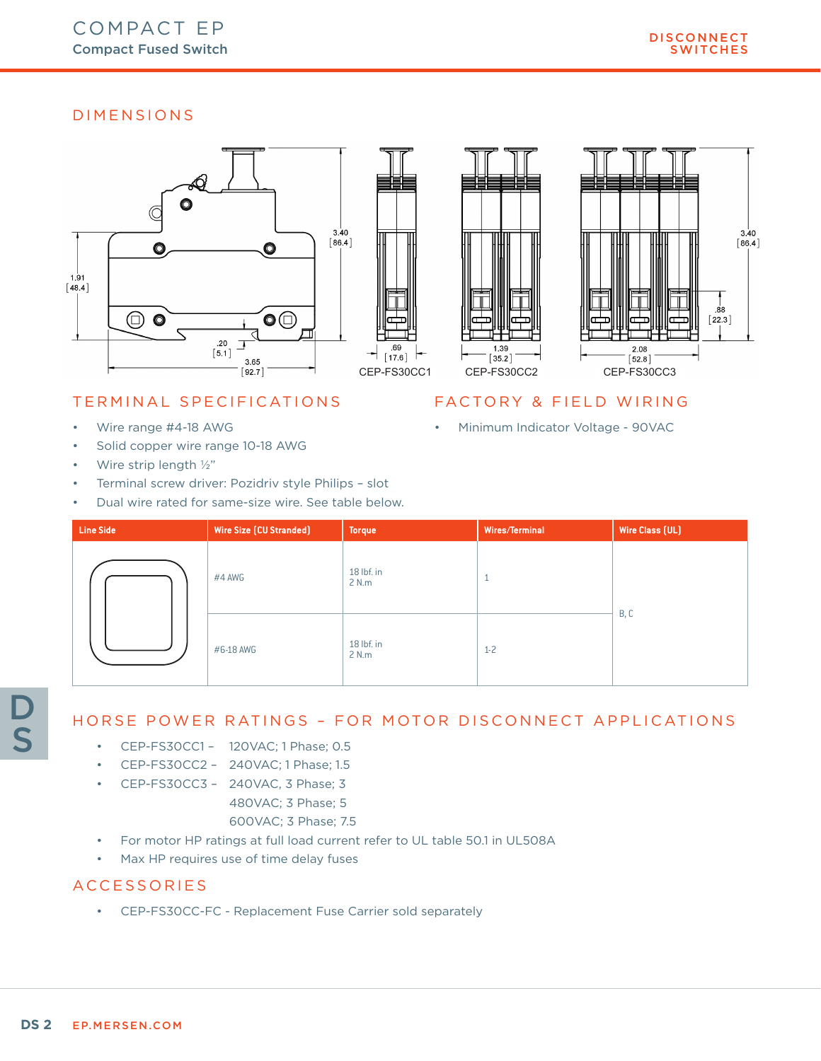## DIMENSIONS

3.40
[86.4]

1.91
[48.4]

.20
[5.1]

3.65
[92.7]

.69
[17.6]

CEP-FS30CC1

1.39
[35.2]

CEP-FS30CC2

3.40
[86.4]

.88
[22.3]

2.08
[52.8]

CEP-FS30CC3

## TERMINAL SPECIFICATIONS

- Wire range #4-18 AWG
- Solid copper wire range 10-18 AWG
- Wire strip length ½"
- Terminal screw driver: Pozidriv style Philips – slot
- Dual wire rated for same-size wire. See table below.

## FACTORY & FIELD WIRING

- Minimum Indicator Voltage - 90VAC

| Line Side | Wire Size (CU Stranded) | Torque | Wires/Terminal | Wire Class (UL) |
|---|---|---|---|---|
| | #4 AWG | 18 lbf. in<br>2 N.m | 1 | B, C |
| | #6-18 AWG | 18 lbf. in<br>2 N.m | 1-2 | |

## HORSE POWER RATINGS – FOR MOTOR DISCONNECT APPLICATIONS

- CEP-FS30CC1 – 120VAC; 1 Phase; 0.5
- CEP-FS30CC2 – 240VAC; 1 Phase; 1.5
- CEP-FS30CC3 – 240VAC, 3 Phase; 3
  480VAC; 3 Phase; 5
  600VAC; 3 Phase; 7.5
- For motor HP ratings at full load current refer to UL table 50.1 in UL508A
- Max HP requires use of time delay fuses

## ACCESSORIES

- CEP-FS30CC-FC - Replacement Fuse Carrier sold separately